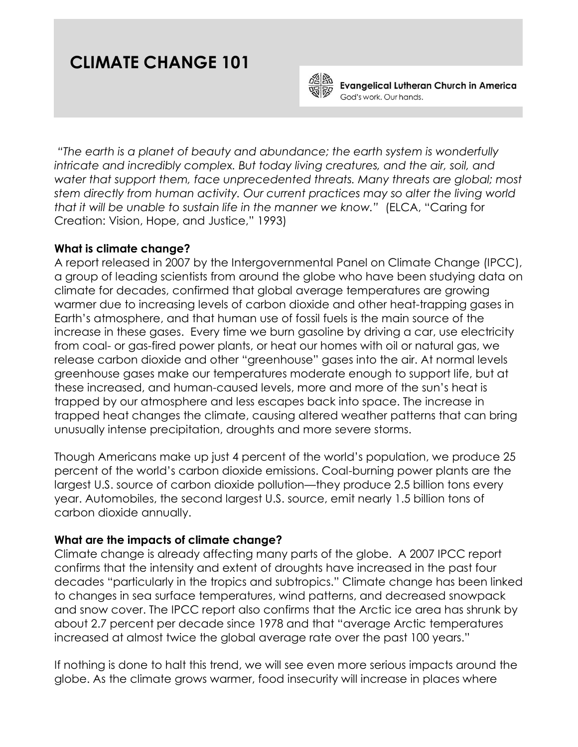# CLIMATE CHANGE 101

**Evangelical Lutheran Church in America**
God's work. Our hands.

*"The earth is a planet of beauty and abundance; the earth system is wonderfully intricate and incredibly complex. But today living creatures, and the air, soil, and water that support them, face unprecedented threats. Many threats are global; most stem directly from human activity. Our current practices may so alter the living world that it will be unable to sustain life in the manner we know."* (ELCA, "Caring for Creation: Vision, Hope, and Justice," 1993)

**What is climate change?**

A report released in 2007 by the Intergovernmental Panel on Climate Change (IPCC), a group of leading scientists from around the globe who have been studying data on climate for decades, confirmed that global average temperatures are growing warmer due to increasing levels of carbon dioxide and other heat-trapping gases in Earth's atmosphere, and that human use of fossil fuels is the main source of the increase in these gases. Every time we burn gasoline by driving a car, use electricity from coal- or gas-fired power plants, or heat our homes with oil or natural gas, we release carbon dioxide and other "greenhouse" gases into the air. At normal levels greenhouse gases make our temperatures moderate enough to support life, but at these increased, and human-caused levels, more and more of the sun's heat is trapped by our atmosphere and less escapes back into space. The increase in trapped heat changes the climate, causing altered weather patterns that can bring unusually intense precipitation, droughts and more severe storms.

Though Americans make up just 4 percent of the world's population, we produce 25 percent of the world's carbon dioxide emissions. Coal-burning power plants are the largest U.S. source of carbon dioxide pollution—they produce 2.5 billion tons every year. Automobiles, the second largest U.S. source, emit nearly 1.5 billion tons of carbon dioxide annually.

**What are the impacts of climate change?**

Climate change is already affecting many parts of the globe. A 2007 IPCC report confirms that the intensity and extent of droughts have increased in the past four decades "particularly in the tropics and subtropics." Climate change has been linked to changes in sea surface temperatures, wind patterns, and decreased snowpack and snow cover. The IPCC report also confirms that the Arctic ice area has shrunk by about 2.7 percent per decade since 1978 and that "average Arctic temperatures increased at almost twice the global average rate over the past 100 years."

If nothing is done to halt this trend, we will see even more serious impacts around the globe. As the climate grows warmer, food insecurity will increase in places where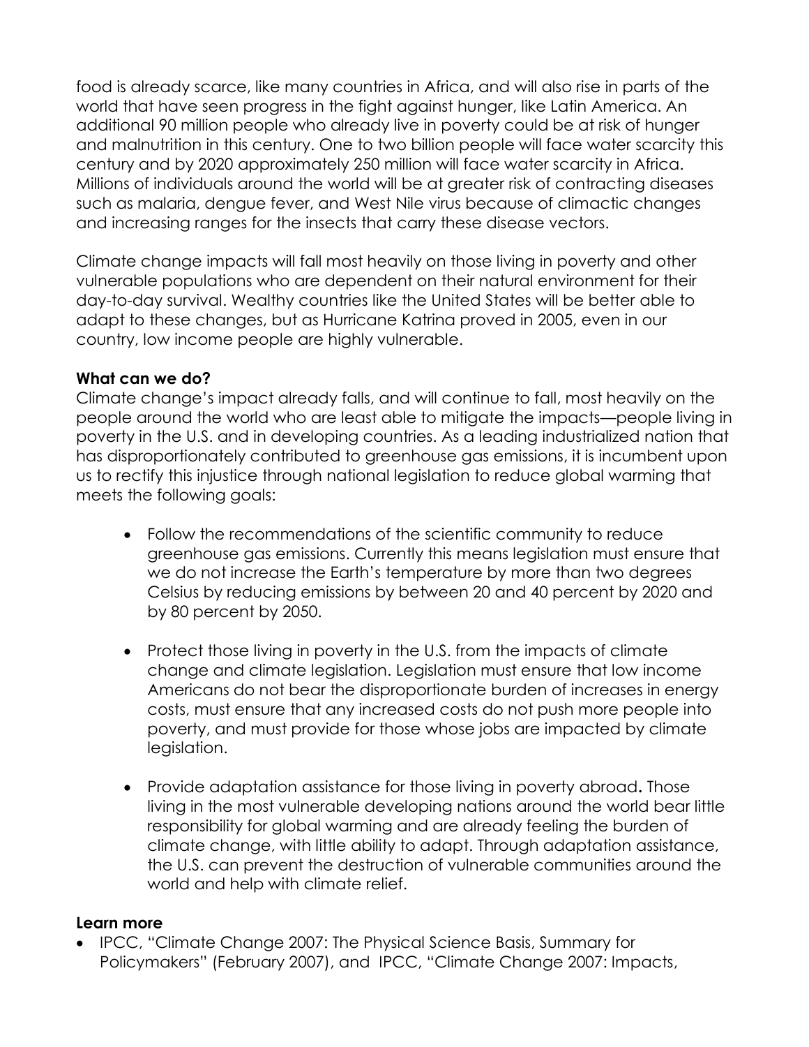food is already scarce, like many countries in Africa, and will also rise in parts of the world that have seen progress in the fight against hunger, like Latin America. An additional 90 million people who already live in poverty could be at risk of hunger and malnutrition in this century. One to two billion people will face water scarcity this century and by 2020 approximately 250 million will face water scarcity in Africa. Millions of individuals around the world will be at greater risk of contracting diseases such as malaria, dengue fever, and West Nile virus because of climactic changes and increasing ranges for the insects that carry these disease vectors.

Climate change impacts will fall most heavily on those living in poverty and other vulnerable populations who are dependent on their natural environment for their day-to-day survival. Wealthy countries like the United States will be better able to adapt to these changes, but as Hurricane Katrina proved in 2005, even in our country, low income people are highly vulnerable.

**What can we do?**

Climate change's impact already falls, and will continue to fall, most heavily on the people around the world who are least able to mitigate the impacts—people living in poverty in the U.S. and in developing countries. As a leading industrialized nation that has disproportionately contributed to greenhouse gas emissions, it is incumbent upon us to rectify this injustice through national legislation to reduce global warming that meets the following goals:

- Follow the recommendations of the scientific community to reduce greenhouse gas emissions. Currently this means legislation must ensure that we do not increase the Earth's temperature by more than two degrees Celsius by reducing emissions by between 20 and 40 percent by 2020 and by 80 percent by 2050.

- Protect those living in poverty in the U.S. from the impacts of climate change and climate legislation. Legislation must ensure that low income Americans do not bear the disproportionate burden of increases in energy costs, must ensure that any increased costs do not push more people into poverty, and must provide for those whose jobs are impacted by climate legislation.

- Provide adaptation assistance for those living in poverty abroad. Those living in the most vulnerable developing nations around the world bear little responsibility for global warming and are already feeling the burden of climate change, with little ability to adapt. Through adaptation assistance, the U.S. can prevent the destruction of vulnerable communities around the world and help with climate relief.

**Learn more**

- IPCC, "Climate Change 2007: The Physical Science Basis, Summary for Policymakers" (February 2007), and IPCC, "Climate Change 2007: Impacts,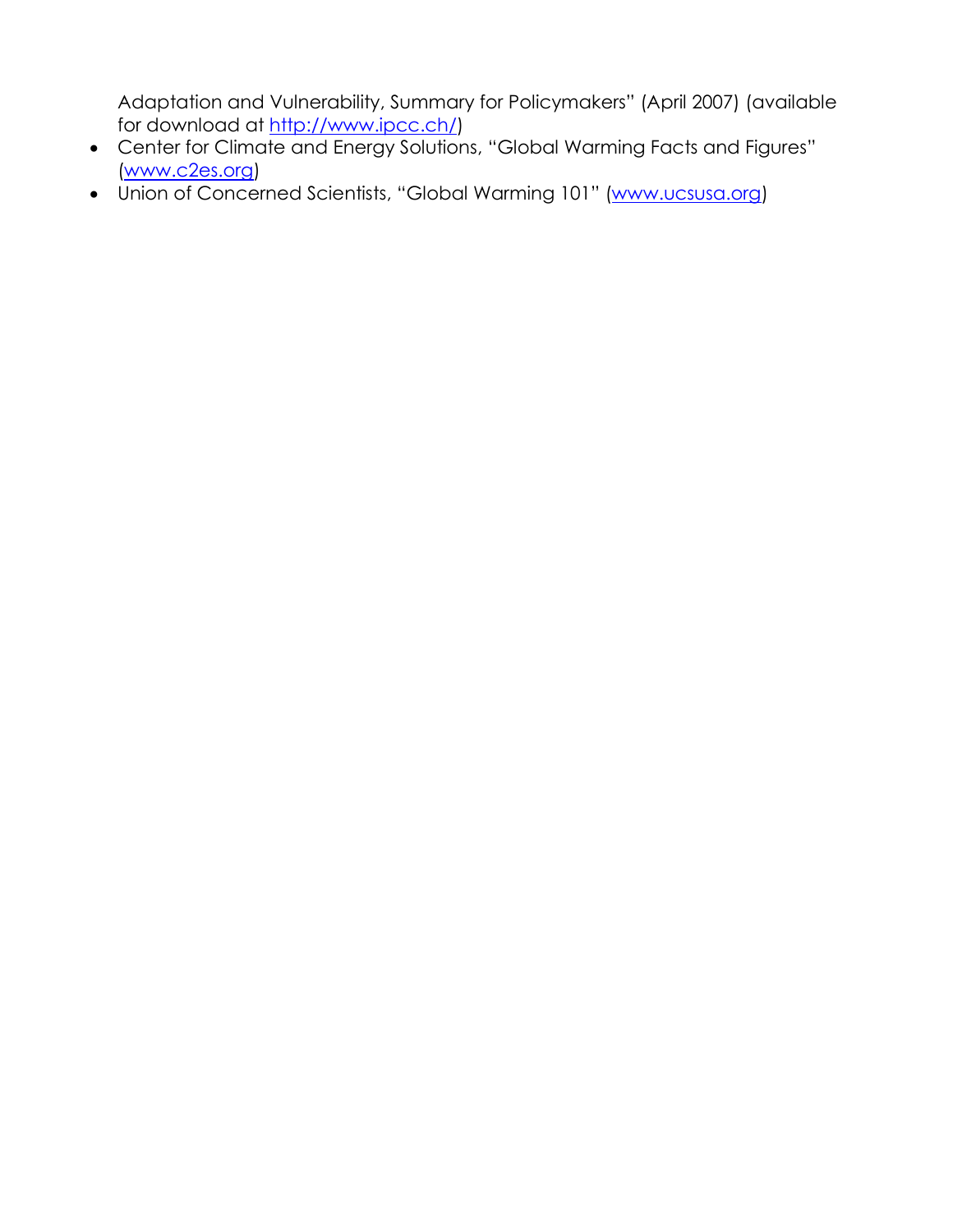Adaptation and Vulnerability, Summary for Policymakers" (April 2007) (available for download at http://www.ipcc.ch/)

- Center for Climate and Energy Solutions, "Global Warming Facts and Figures" (www.c2es.org)
- Union of Concerned Scientists, "Global Warming 101" (www.ucsusa.org)